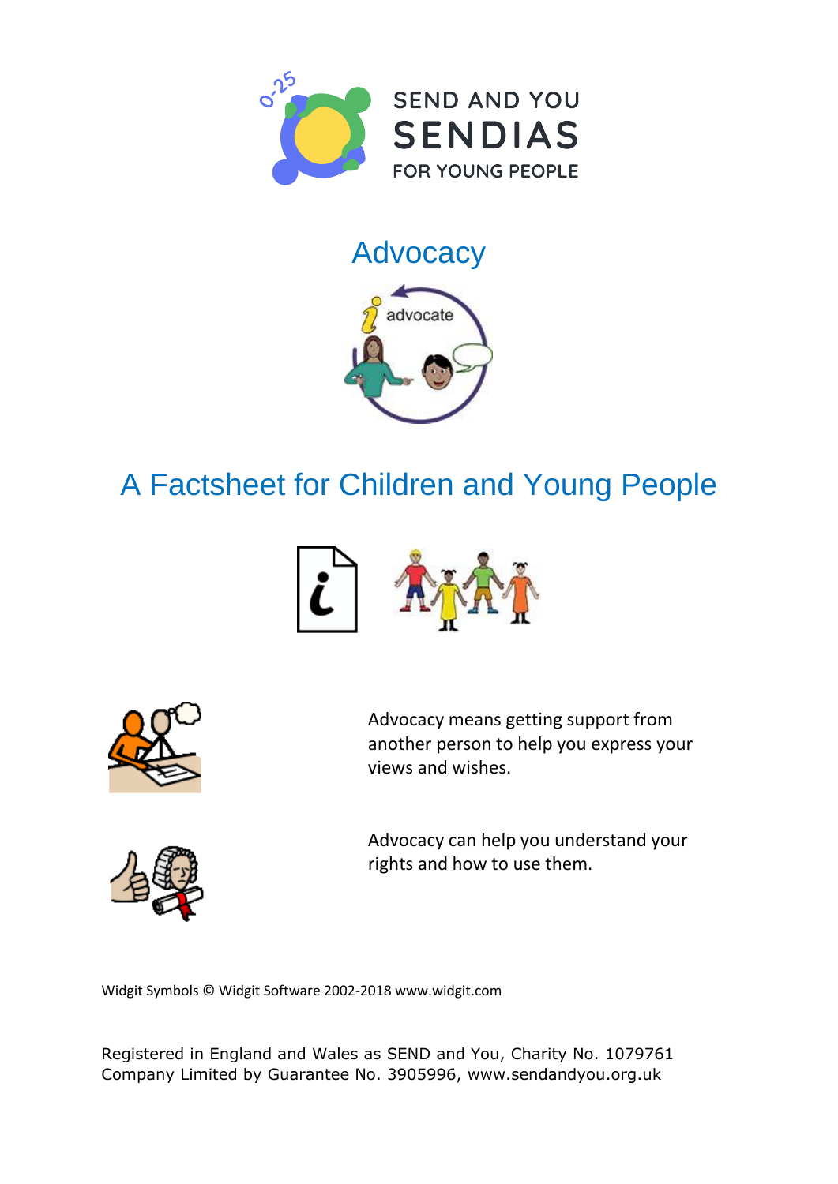SEND AND YOU
SENDIAS
FOR YOUNG PEOPLE

# Advocacy

## A Factsheet for Children and Young People

Advocacy means getting support from another person to help you express your views and wishes.

Advocacy can help you understand your rights and how to use them.

Widgit Symbols © Widgit Software 2002-2018 www.widgit.com

Registered in England and Wales as SEND and You, Charity No. 1079761
Company Limited by Guarantee No. 3905996, www.sendandyou.org.uk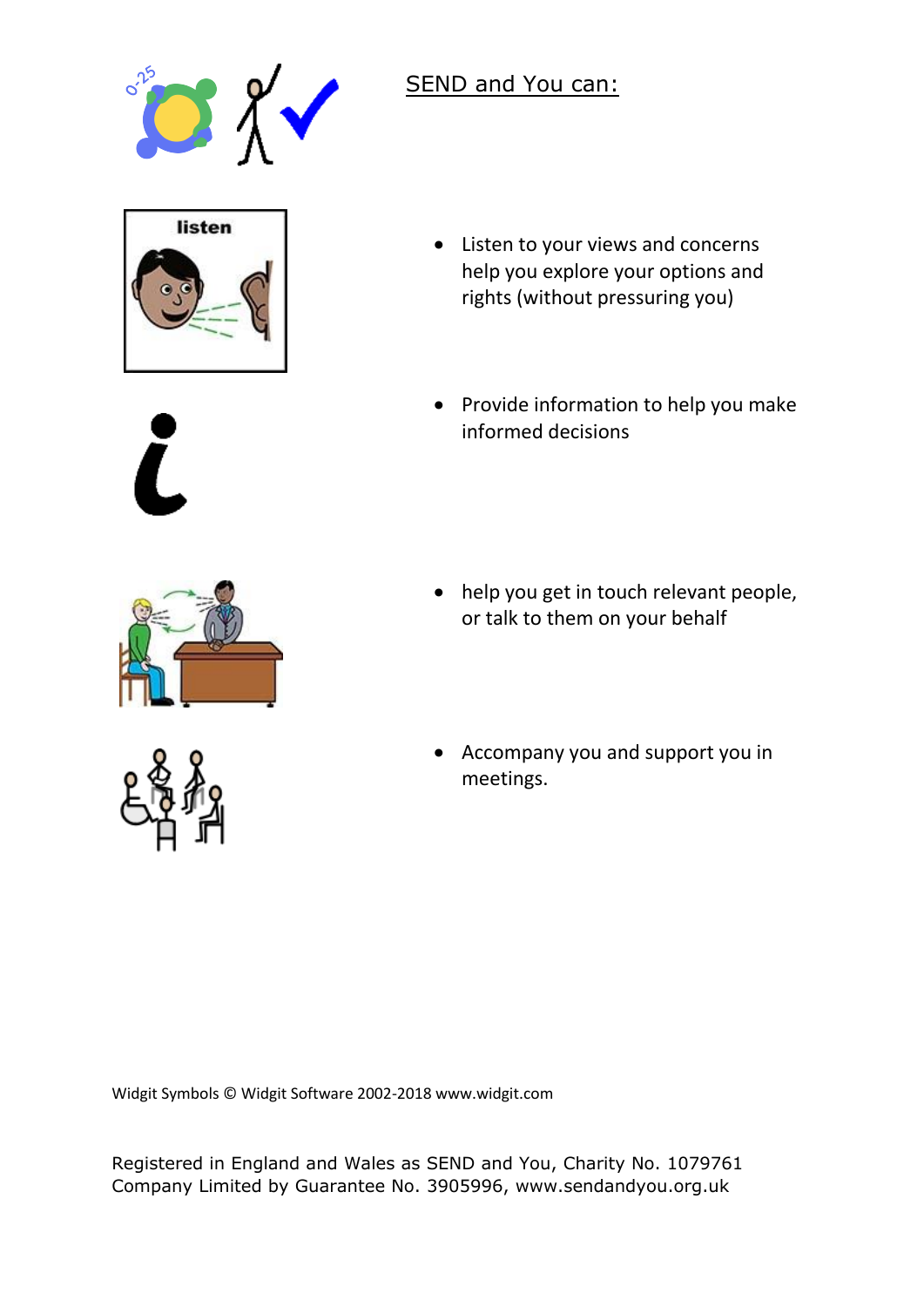SEND and You can:

- Listen to your views and concerns help you explore your options and rights (without pressuring you)
- Provide information to help you make informed decisions
- help you get in touch relevant people, or talk to them on your behalf
- Accompany you and support you in meetings.

Widgit Symbols © Widgit Software 2002-2018 www.widgit.com

Registered in England and Wales as SEND and You, Charity No. 1079761
Company Limited by Guarantee No. 3905996, www.sendandyou.org.uk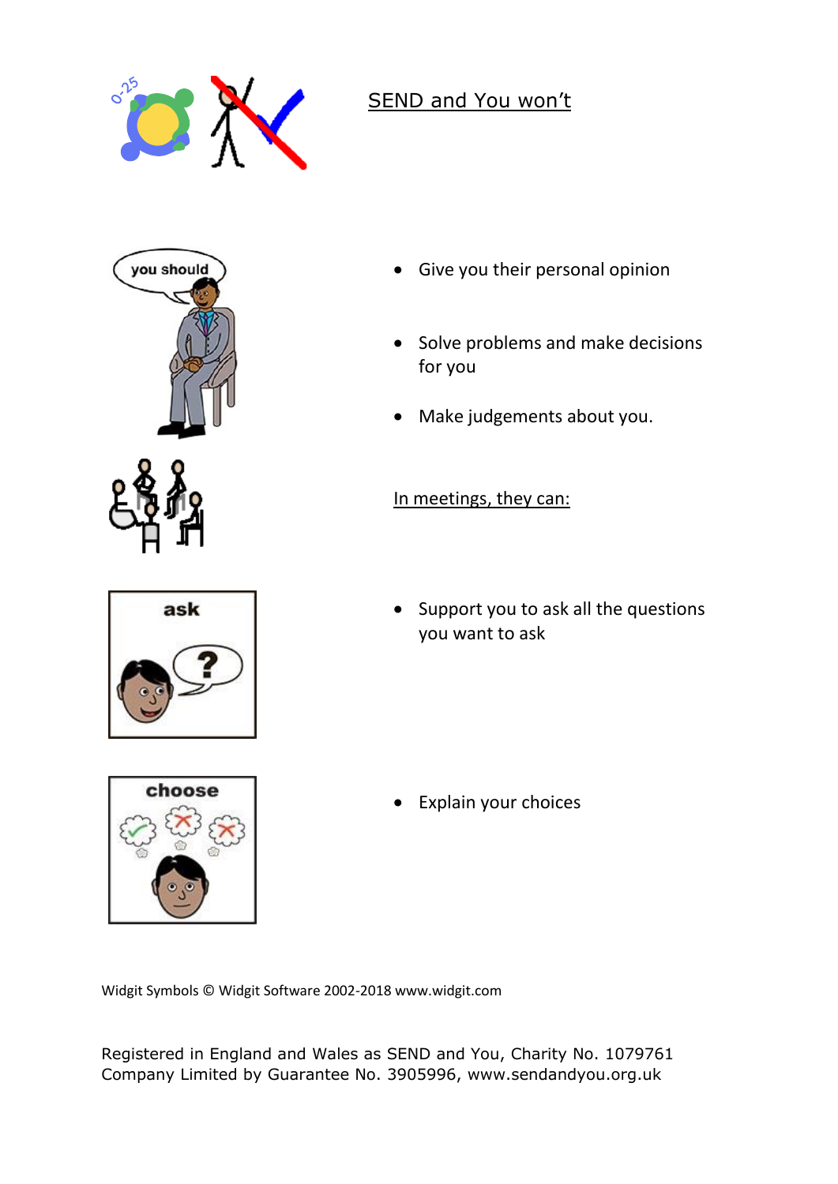# SEND and You won't

- Give you their personal opinion
- Solve problems and make decisions for you
- Make judgements about you.

In meetings, they can:

- Support you to ask all the questions you want to ask
- Explain your choices

Widgit Symbols © Widgit Software 2002-2018 www.widgit.com

Registered in England and Wales as SEND and You, Charity No. 1079761
Company Limited by Guarantee No. 3905996, www.sendandyou.org.uk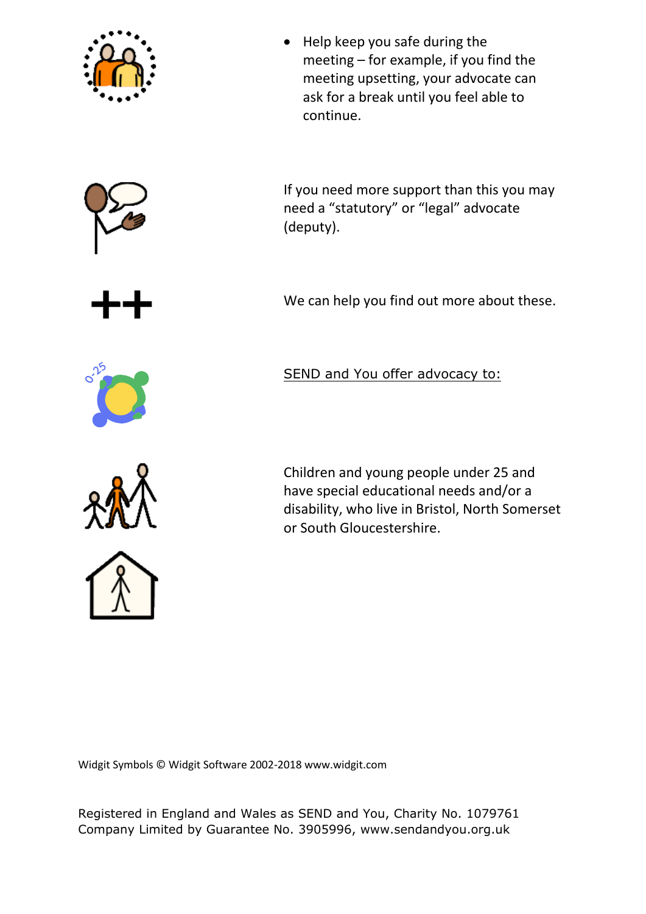- Help keep you safe during the meeting – for example, if you find the meeting upsetting, your advocate can ask for a break until you feel able to continue.

If you need more support than this you may need a "statutory" or "legal" advocate (deputy).

We can help you find out more about these.

SEND and You offer advocacy to:

Children and young people under 25 and have special educational needs and/or a disability, who live in Bristol, North Somerset or South Gloucestershire.

Widgit Symbols © Widgit Software 2002-2018 www.widgit.com

Registered in England and Wales as SEND and You, Charity No. 1079761
Company Limited by Guarantee No. 3905996, www.sendandyou.org.uk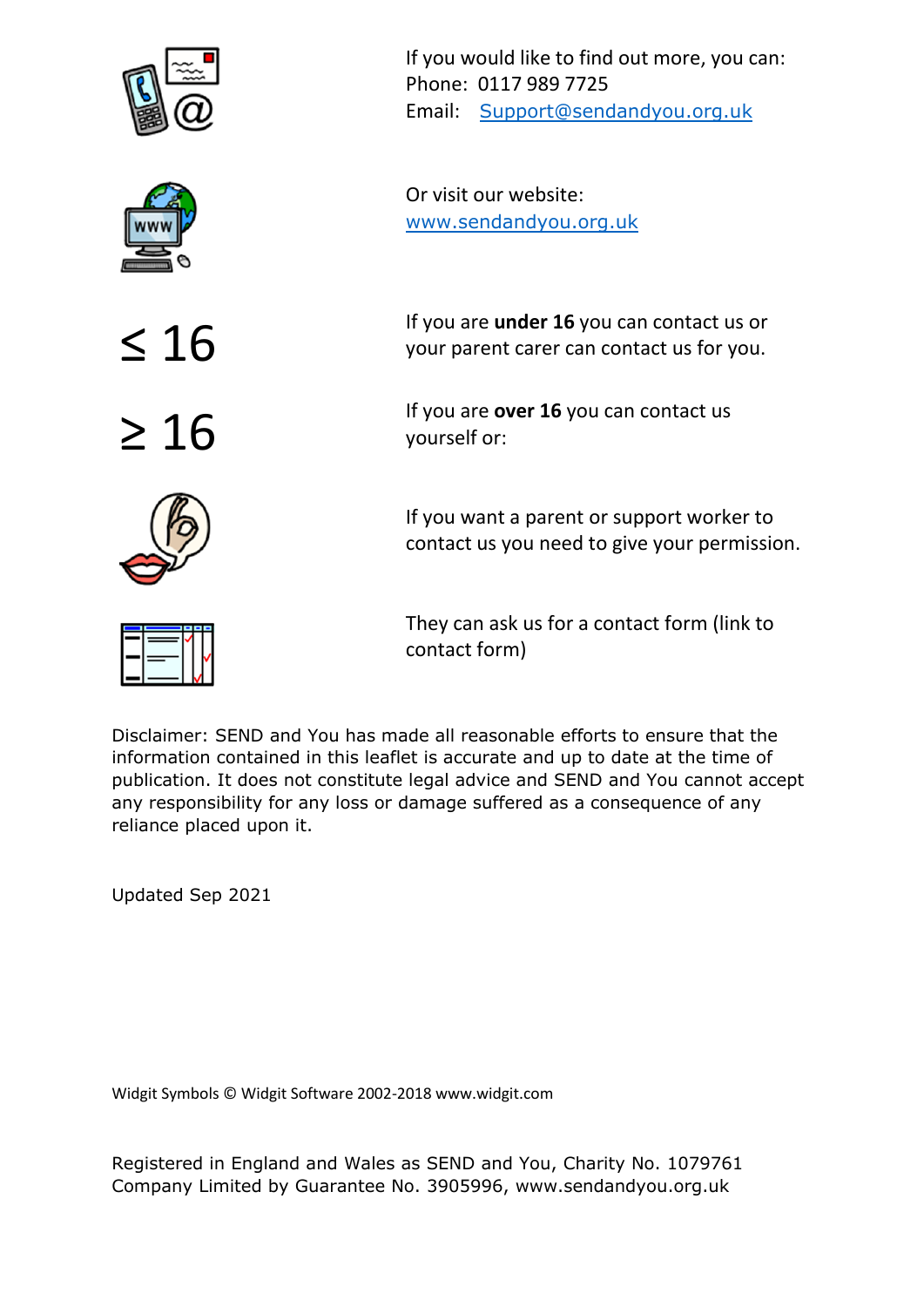If you would like to find out more, you can:
Phone: 0117 989 7725
Email: Support@sendandyou.org.uk

Or visit our website:
www.sendandyou.org.uk

$\leq 16$

If you are **under 16** you can contact us or your parent carer can contact us for you.

$\geq 16$

If you are **over 16** you can contact us yourself or:

If you want a parent or support worker to contact us you need to give your permission.

They can ask us for a contact form (link to contact form)

Disclaimer: SEND and You has made all reasonable efforts to ensure that the information contained in this leaflet is accurate and up to date at the time of publication. It does not constitute legal advice and SEND and You cannot accept any responsibility for any loss or damage suffered as a consequence of any reliance placed upon it.

Updated Sep 2021

Widgit Symbols © Widgit Software 2002-2018 www.widgit.com

Registered in England and Wales as SEND and You, Charity No. 1079761
Company Limited by Guarantee No. 3905996, www.sendandyou.org.uk